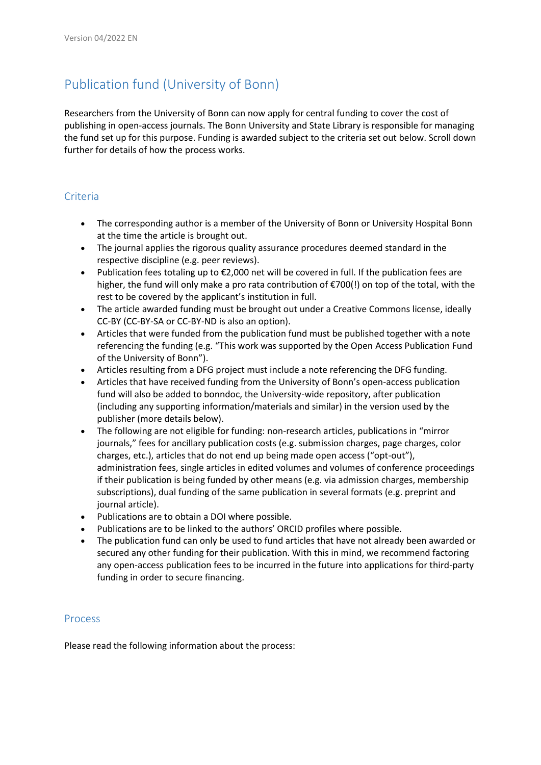Version 04/2022 EN

# Publication fund (University of Bonn)

Researchers from the University of Bonn can now apply for central funding to cover the cost of publishing in open-access journals. The Bonn University and State Library is responsible for managing the fund set up for this purpose. Funding is awarded subject to the criteria set out below. Scroll down further for details of how the process works.

## Criteria

- The corresponding author is a member of the University of Bonn or University Hospital Bonn at the time the article is brought out.
- The journal applies the rigorous quality assurance procedures deemed standard in the respective discipline (e.g. peer reviews).
- Publication fees totaling up to €2,000 net will be covered in full. If the publication fees are higher, the fund will only make a pro rata contribution of €700(!) on top of the total, with the rest to be covered by the applicant's institution in full.
- The article awarded funding must be brought out under a Creative Commons license, ideally CC-BY (CC-BY-SA or CC-BY-ND is also an option).
- Articles that were funded from the publication fund must be published together with a note referencing the funding (e.g. "This work was supported by the Open Access Publication Fund of the University of Bonn").
- Articles resulting from a DFG project must include a note referencing the DFG funding.
- Articles that have received funding from the University of Bonn's open-access publication fund will also be added to bonndoc, the University-wide repository, after publication (including any supporting information/materials and similar) in the version used by the publisher (more details below).
- The following are not eligible for funding: non-research articles, publications in "mirror journals," fees for ancillary publication costs (e.g. submission charges, page charges, color charges, etc.), articles that do not end up being made open access ("opt-out"), administration fees, single articles in edited volumes and volumes of conference proceedings if their publication is being funded by other means (e.g. via admission charges, membership subscriptions), dual funding of the same publication in several formats (e.g. preprint and journal article).
- Publications are to obtain a DOI where possible.
- Publications are to be linked to the authors' ORCID profiles where possible.
- The publication fund can only be used to fund articles that have not already been awarded or secured any other funding for their publication. With this in mind, we recommend factoring any open-access publication fees to be incurred in the future into applications for third-party funding in order to secure financing.

## Process

Please read the following information about the process: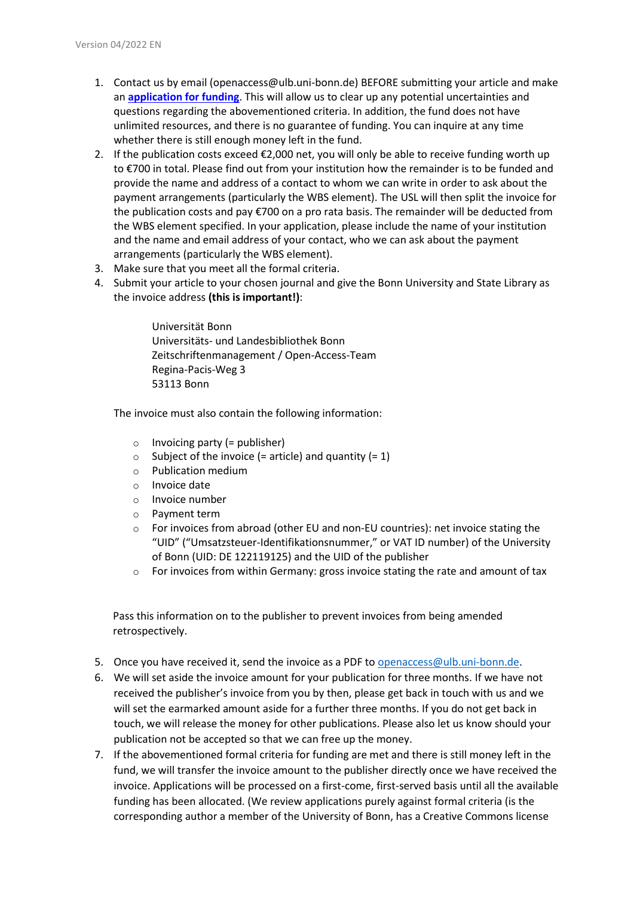1. Contact us by email (openaccess@ulb.uni-bonn.de) BEFORE submitting your article and make an **[application for funding](#)**. This will allow us to clear up any potential uncertainties and questions regarding the abovementioned criteria. In addition, the fund does not have unlimited resources, and there is no guarantee of funding. You can inquire at any time whether there is still enough money left in the fund.
2. If the publication costs exceed €2,000 net, you will only be able to receive funding worth up to €700 in total. Please find out from your institution how the remainder is to be funded and provide the name and address of a contact to whom we can write in order to ask about the payment arrangements (particularly the WBS element). The USL will then split the invoice for the publication costs and pay €700 on a pro rata basis. The remainder will be deducted from the WBS element specified. In your application, please include the name of your institution and the name and email address of your contact, who we can ask about the payment arrangements (particularly the WBS element).
3. Make sure that you meet all the formal criteria.
4. Submit your article to your chosen journal and give the Bonn University and State Library as the invoice address **(this is important!)**:

   Universität Bonn  
   Universitäts- und Landesbibliothek Bonn  
   Zeitschriftenmanagement / Open-Access-Team  
   Regina-Pacis-Weg 3  
   53113 Bonn

   The invoice must also contain the following information:

   - Invoicing party (= publisher)
   - Subject of the invoice (= article) and quantity (= 1)
   - Publication medium
   - Invoice date
   - Invoice number
   - Payment term
   - For invoices from abroad (other EU and non-EU countries): net invoice stating the "UID" ("Umsatzsteuer-Identifikationsnummer," or VAT ID number) of the University of Bonn (UID: DE 122119125) and the UID of the publisher
   - For invoices from within Germany: gross invoice stating the rate and amount of tax

   Pass this information on to the publisher to prevent invoices from being amended retrospectively.

5. Once you have received it, send the invoice as a PDF to openaccess@ulb.uni-bonn.de.
6. We will set aside the invoice amount for your publication for three months. If we have not received the publisher's invoice from you by then, please get back in touch with us and we will set the earmarked amount aside for a further three months. If you do not get back in touch, we will release the money for other publications. Please also let us know should your publication not be accepted so that we can free up the money.
7. If the abovementioned formal criteria for funding are met and there is still money left in the fund, we will transfer the invoice amount to the publisher directly once we have received the invoice. Applications will be processed on a first-come, first-served basis until all the available funding has been allocated. (We review applications purely against formal criteria (is the corresponding author a member of the University of Bonn, has a Creative Commons license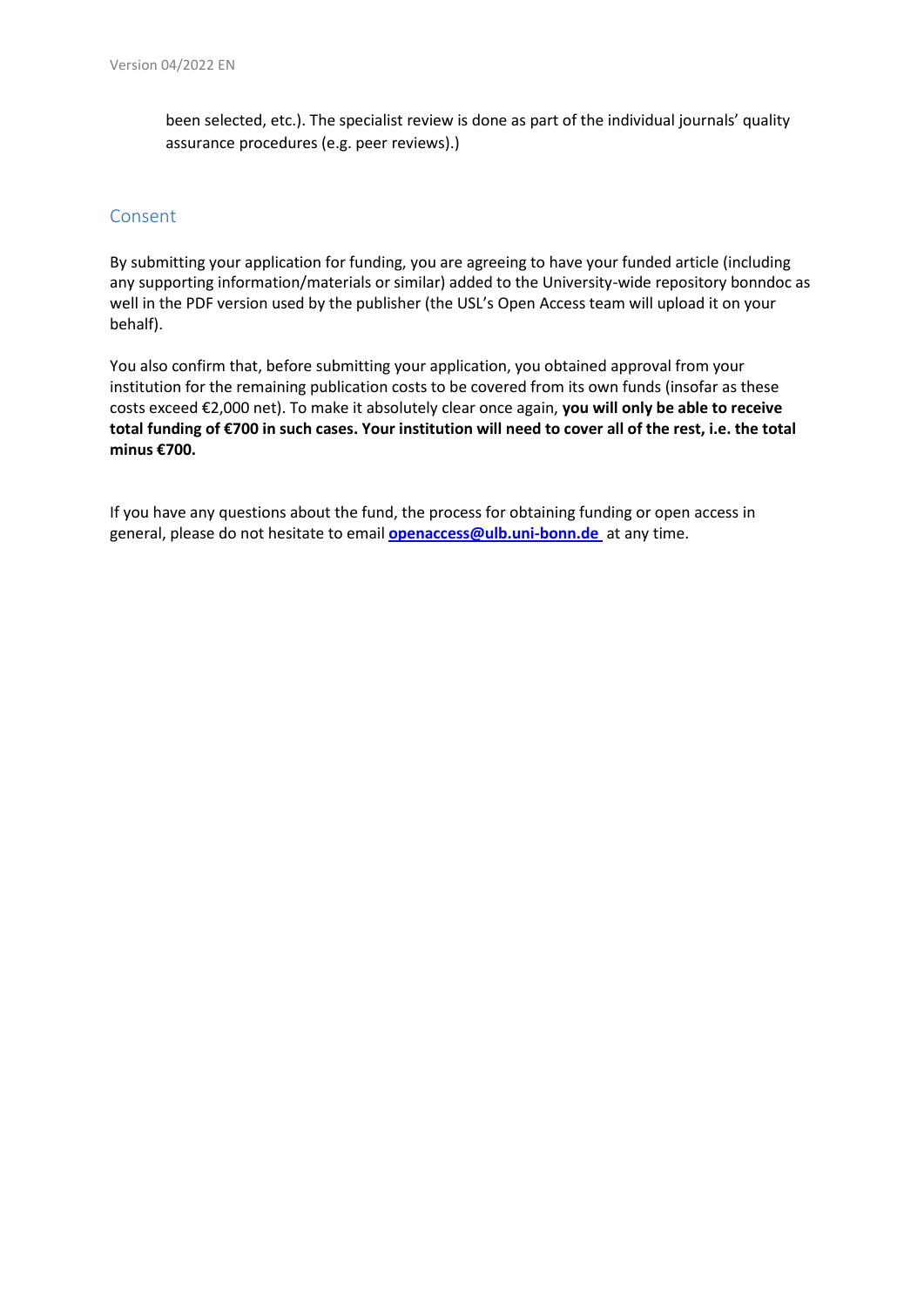been selected, etc.). The specialist review is done as part of the individual journals' quality assurance procedures (e.g. peer reviews).)

## Consent

By submitting your application for funding, you are agreeing to have your funded article (including any supporting information/materials or similar) added to the University-wide repository bonndoc as well in the PDF version used by the publisher (the USL's Open Access team will upload it on your behalf).

You also confirm that, before submitting your application, you obtained approval from your institution for the remaining publication costs to be covered from its own funds (insofar as these costs exceed €2,000 net). To make it absolutely clear once again, **you will only be able to receive total funding of €700 in such cases. Your institution will need to cover all of the rest, i.e. the total minus €700.**

If you have any questions about the fund, the process for obtaining funding or open access in general, please do not hesitate to email **openaccess@ulb.uni-bonn.de** at any time.